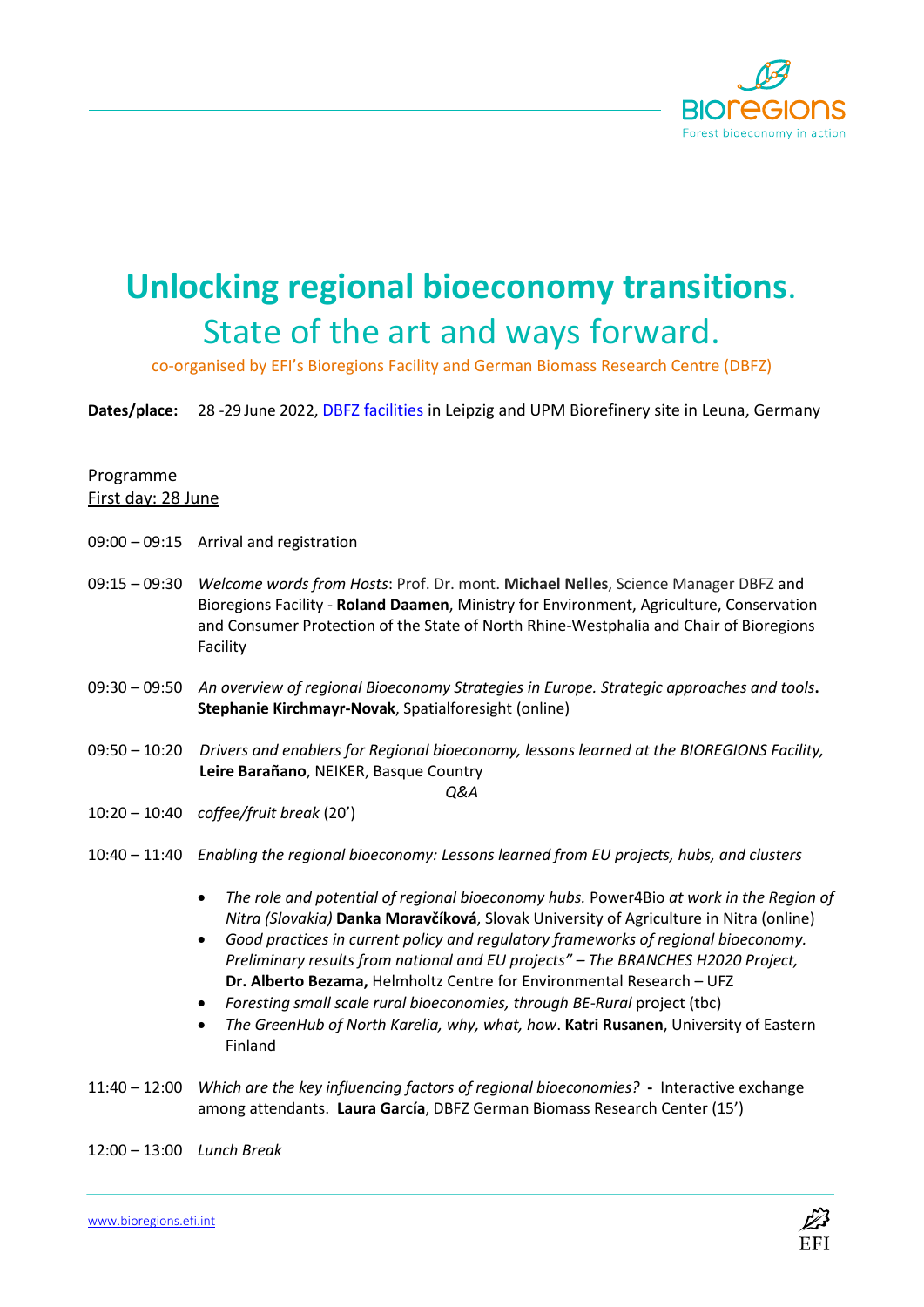# Unlocking regional bioeconomy transitions.

## State of the art and ways forward.

co-organised by EFI's Bioregions Facility and German Biomass Research Centre (DBFZ)

**Dates/place:** 28 -29 June 2022, DBFZ facilities in Leipzig and UPM Biorefinery site in Leuna, Germany

Programme

First day: 28 June

09:00 – 09:15 Arrival and registration

09:15 – 09:30 *Welcome words from Hosts*: Prof. Dr. mont. **Michael Nelles**, Science Manager DBFZ and Bioregions Facility - **Roland Daamen**, Ministry for Environment, Agriculture, Conservation and Consumer Protection of the State of North Rhine-Westphalia and Chair of Bioregions Facility

09:30 – 09:50 *An overview of regional Bioeconomy Strategies in Europe. Strategic approaches and tools***.** **Stephanie Kirchmayr-Novak**, Spatialforesight (online)

09:50 – 10:20 *Drivers and enablers for Regional bioeconomy, lessons learned at the BIOREGIONS Facility,* **Leire Barañano**, NEIKER, Basque Country

*Q&A*

10:20 – 10:40 *coffee/fruit break* (20')

10:40 – 11:40 *Enabling the regional bioeconomy: Lessons learned from EU projects, hubs, and clusters*

- *The role and potential of regional bioeconomy hubs.* Power4Bio *at work in the Region of Nitra (Slovakia)* **Danka Moravčíková**, Slovak University of Agriculture in Nitra (online)
- *Good practices in current policy and regulatory frameworks of regional bioeconomy. Preliminary results from national and EU projects" – The BRANCHES H2020 Project,* **Dr. Alberto Bezama,** Helmholtz Centre for Environmental Research – UFZ
- *Foresting small scale rural bioeconomies, through BE-Rural* project (tbc)
- *The GreenHub of North Karelia, why, what, how*. **Katri Rusanen**, University of Eastern Finland

11:40 – 12:00 *Which are the key influencing factors of regional bioeconomies?* **-** Interactive exchange among attendants. **Laura García**, DBFZ German Biomass Research Center (15')

12:00 – 13:00 *Lunch Break*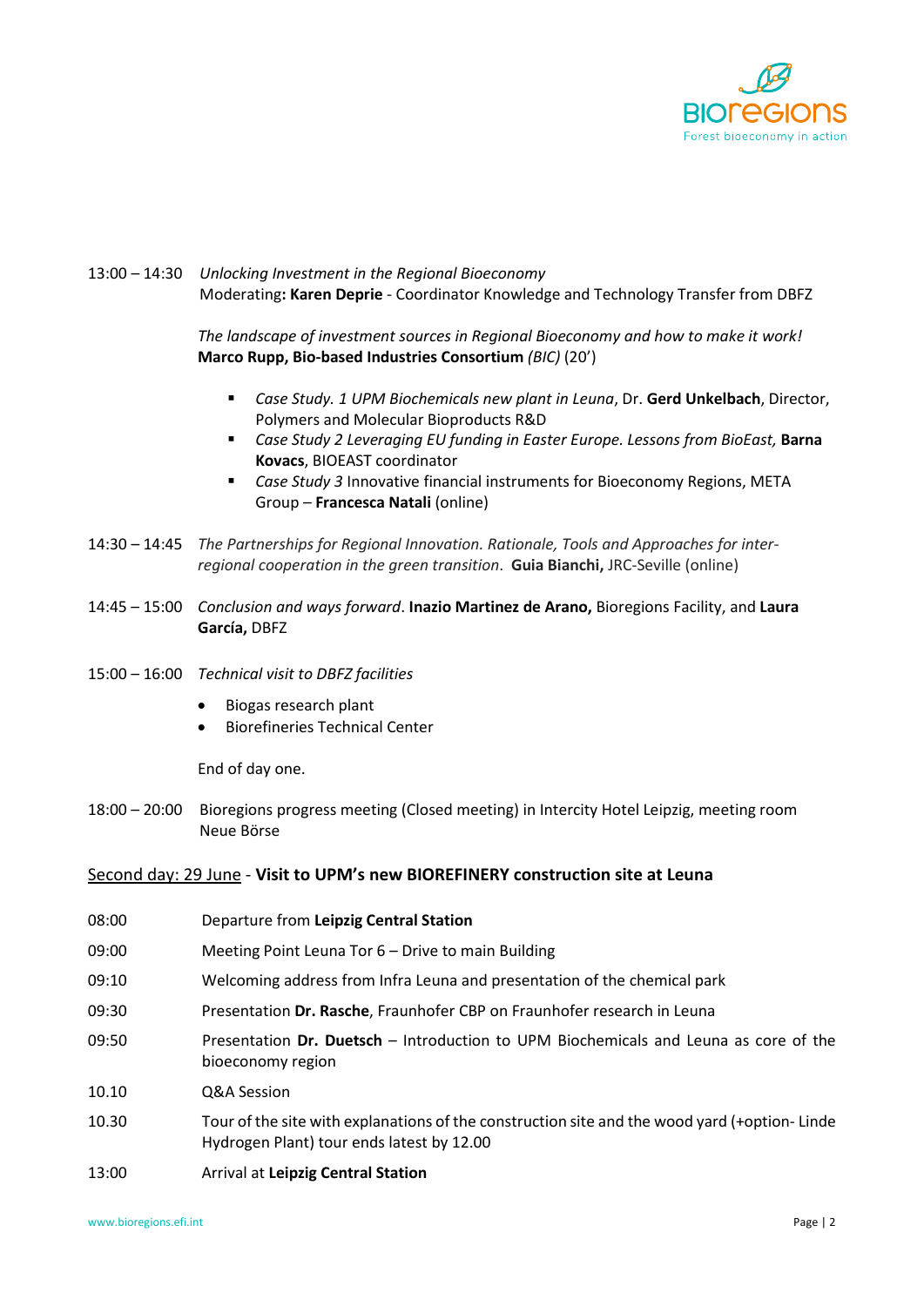13:00 – 14:30 *Unlocking Investment in the Regional Bioeconomy*
Moderating**: Karen Deprie** - Coordinator Knowledge and Technology Transfer from DBFZ

*The landscape of investment sources in Regional Bioeconomy and how to make it work!*
**Marco Rupp, Bio-based Industries Consortium** *(BIC)* (20')

- *Case Study. 1 UPM Biochemicals new plant in Leuna*, Dr. **Gerd Unkelbach**, Director, Polymers and Molecular Bioproducts R&D
- *Case Study 2 Leveraging EU funding in Easter Europe. Lessons from BioEast,* **Barna Kovacs**, BIOEAST coordinator
- *Case Study 3* Innovative financial instruments for Bioeconomy Regions, META Group – **Francesca Natali** (online)

14:30 – 14:45 *The Partnerships for Regional Innovation. Rationale, Tools and Approaches for inter-regional cooperation in the green transition*. **Guia Bianchi,** JRC-Seville (online)

14:45 – 15:00 *Conclusion and ways forward*. **Inazio Martinez de Arano,** Bioregions Facility, and **Laura García,** DBFZ

15:00 – 16:00 *Technical visit to DBFZ facilities*

- Biogas research plant
- Biorefineries Technical Center

End of day one.

18:00 – 20:00 Bioregions progress meeting (Closed meeting) in Intercity Hotel Leipzig, meeting room Neue Börse

## Second day: 29 June - **Visit to UPM's new BIOREFINERY construction site at Leuna**

08:00 Departure from **Leipzig Central Station**

09:00 Meeting Point Leuna Tor 6 – Drive to main Building

09:10 Welcoming address from Infra Leuna and presentation of the chemical park

09:30 Presentation **Dr. Rasche**, Fraunhofer CBP on Fraunhofer research in Leuna

09:50 Presentation **Dr. Duetsch** – Introduction to UPM Biochemicals and Leuna as core of the bioeconomy region

10.10 Q&A Session

10.30 Tour of the site with explanations of the construction site and the wood yard (+option- Linde Hydrogen Plant) tour ends latest by 12.00

13:00 Arrival at **Leipzig Central Station**